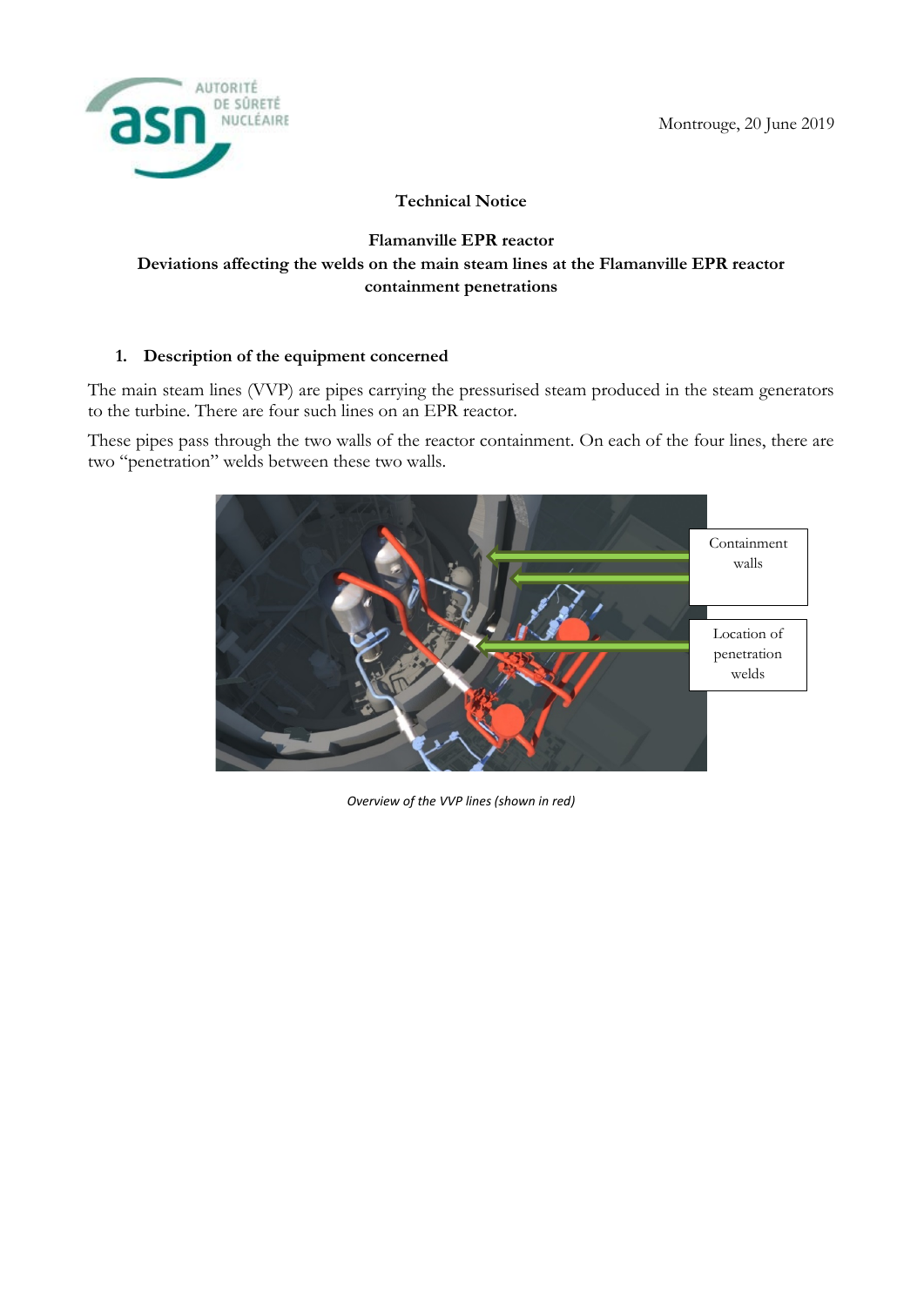Montrouge, 20 June 2019

**Technical Notice**

**Flamanville EPR reactor**
**Deviations affecting the welds on the main steam lines at the Flamanville EPR reactor containment penetrations**

## 1. Description of the equipment concerned

The main steam lines (VVP) are pipes carrying the pressurised steam produced in the steam generators to the turbine. There are four such lines on an EPR reactor.

These pipes pass through the two walls of the reactor containment. On each of the four lines, there are two "penetration" welds between these two walls.

*Overview of the VVP lines (shown in red)*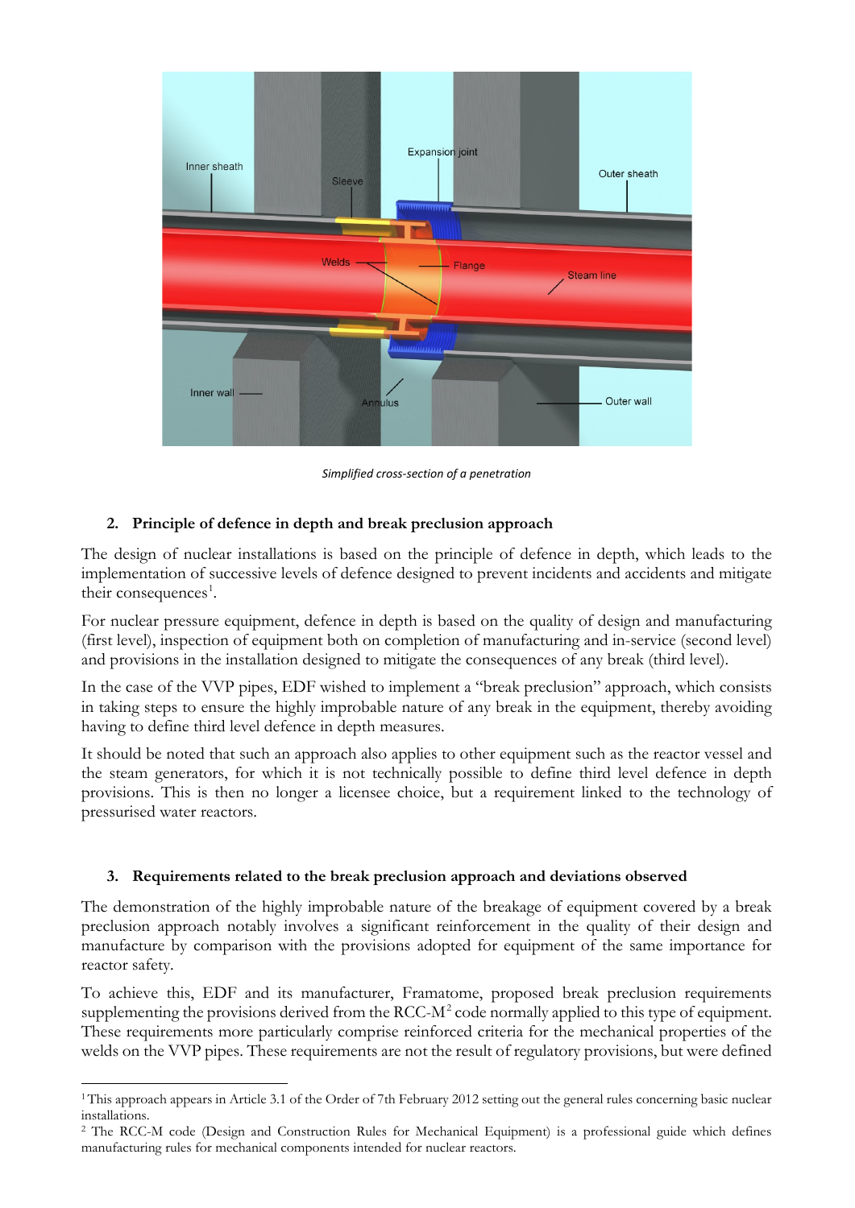Simplified cross-section of a penetration

## 2. Principle of defence in depth and break preclusion approach

The design of nuclear installations is based on the principle of defence in depth, which leads to the implementation of successive levels of defence designed to prevent incidents and accidents and mitigate their consequences[1].

For nuclear pressure equipment, defence in depth is based on the quality of design and manufacturing (first level), inspection of equipment both on completion of manufacturing and in-service (second level) and provisions in the installation designed to mitigate the consequences of any break (third level).

In the case of the VVP pipes, EDF wished to implement a "break preclusion" approach, which consists in taking steps to ensure the highly improbable nature of any break in the equipment, thereby avoiding having to define third level defence in depth measures.

It should be noted that such an approach also applies to other equipment such as the reactor vessel and the steam generators, for which it is not technically possible to define third level defence in depth provisions. This is then no longer a licensee choice, but a requirement linked to the technology of pressurised water reactors.

## 3. Requirements related to the break preclusion approach and deviations observed

The demonstration of the highly improbable nature of the breakage of equipment covered by a break preclusion approach notably involves a significant reinforcement in the quality of their design and manufacture by comparison with the provisions adopted for equipment of the same importance for reactor safety.

To achieve this, EDF and its manufacturer, Framatome, proposed break preclusion requirements supplementing the provisions derived from the RCC-M[2] code normally applied to this type of equipment. These requirements more particularly comprise reinforced criteria for the mechanical properties of the welds on the VVP pipes. These requirements are not the result of regulatory provisions, but were defined

---

[1] This approach appears in Article 3.1 of the Order of 7th February 2012 setting out the general rules concerning basic nuclear installations.

[2] The RCC-M code (Design and Construction Rules for Mechanical Equipment) is a professional guide which defines manufacturing rules for mechanical components intended for nuclear reactors.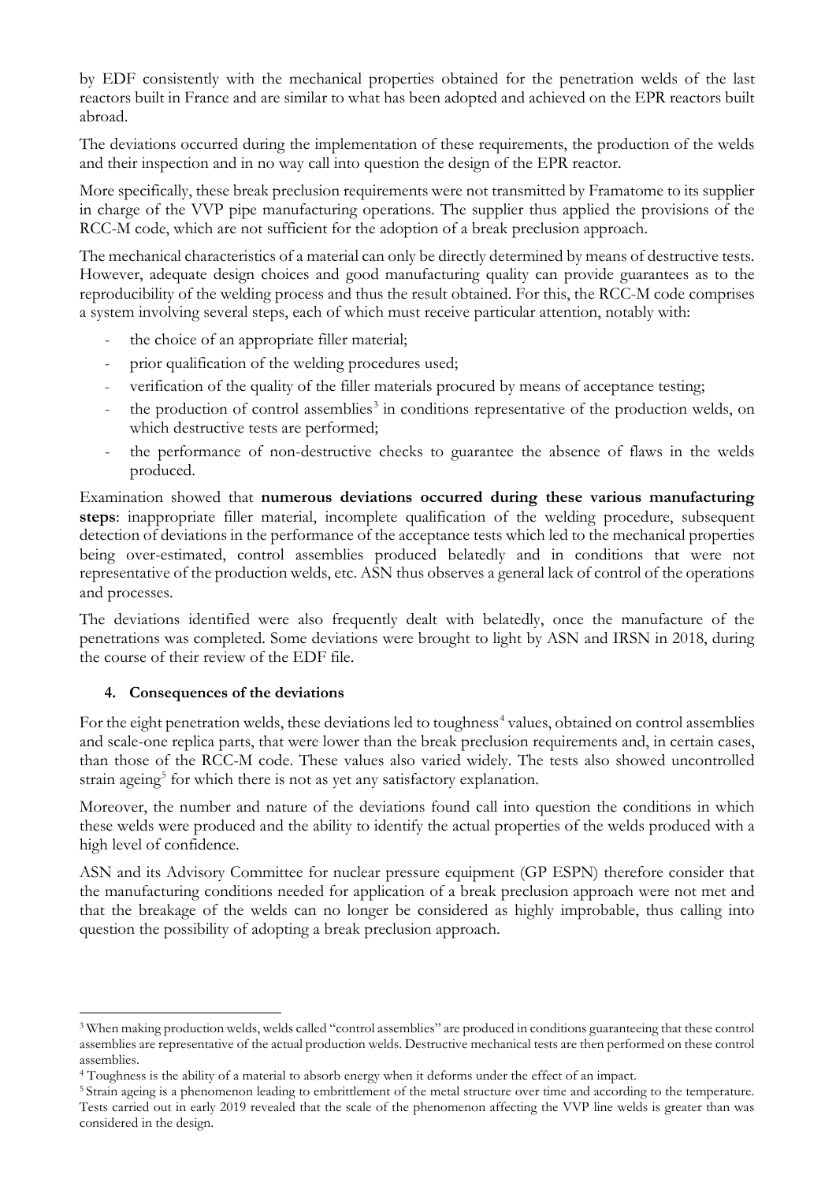by EDF consistently with the mechanical properties obtained for the penetration welds of the last reactors built in France and are similar to what has been adopted and achieved on the EPR reactors built abroad.

The deviations occurred during the implementation of these requirements, the production of the welds and their inspection and in no way call into question the design of the EPR reactor.

More specifically, these break preclusion requirements were not transmitted by Framatome to its supplier in charge of the VVP pipe manufacturing operations. The supplier thus applied the provisions of the RCC-M code, which are not sufficient for the adoption of a break preclusion approach.

The mechanical characteristics of a material can only be directly determined by means of destructive tests. However, adequate design choices and good manufacturing quality can provide guarantees as to the reproducibility of the welding process and thus the result obtained. For this, the RCC-M code comprises a system involving several steps, each of which must receive particular attention, notably with:

- the choice of an appropriate filler material;
- prior qualification of the welding procedures used;
- verification of the quality of the filler materials procured by means of acceptance testing;
- the production of control assemblies[3] in conditions representative of the production welds, on which destructive tests are performed;
- the performance of non-destructive checks to guarantee the absence of flaws in the welds produced.

Examination showed that **numerous deviations occurred during these various manufacturing steps**: inappropriate filler material, incomplete qualification of the welding procedure, subsequent detection of deviations in the performance of the acceptance tests which led to the mechanical properties being over-estimated, control assemblies produced belatedly and in conditions that were not representative of the production welds, etc. ASN thus observes a general lack of control of the operations and processes.

The deviations identified were also frequently dealt with belatedly, once the manufacture of the penetrations was completed. Some deviations were brought to light by ASN and IRSN in 2018, during the course of their review of the EDF file.

## 4. Consequences of the deviations

For the eight penetration welds, these deviations led to toughness[4] values, obtained on control assemblies and scale-one replica parts, that were lower than the break preclusion requirements and, in certain cases, than those of the RCC-M code. These values also varied widely. The tests also showed uncontrolled strain ageing[5] for which there is not as yet any satisfactory explanation.

Moreover, the number and nature of the deviations found call into question the conditions in which these welds were produced and the ability to identify the actual properties of the welds produced with a high level of confidence.

ASN and its Advisory Committee for nuclear pressure equipment (GP ESPN) therefore consider that the manufacturing conditions needed for application of a break preclusion approach were not met and that the breakage of the welds can no longer be considered as highly improbable, thus calling into question the possibility of adopting a break preclusion approach.

---

[3] When making production welds, welds called "control assemblies" are produced in conditions guaranteeing that these control assemblies are representative of the actual production welds. Destructive mechanical tests are then performed on these control assemblies.

[4] Toughness is the ability of a material to absorb energy when it deforms under the effect of an impact.

[5] Strain ageing is a phenomenon leading to embrittlement of the metal structure over time and according to the temperature. Tests carried out in early 2019 revealed that the scale of the phenomenon affecting the VVP line welds is greater than was considered in the design.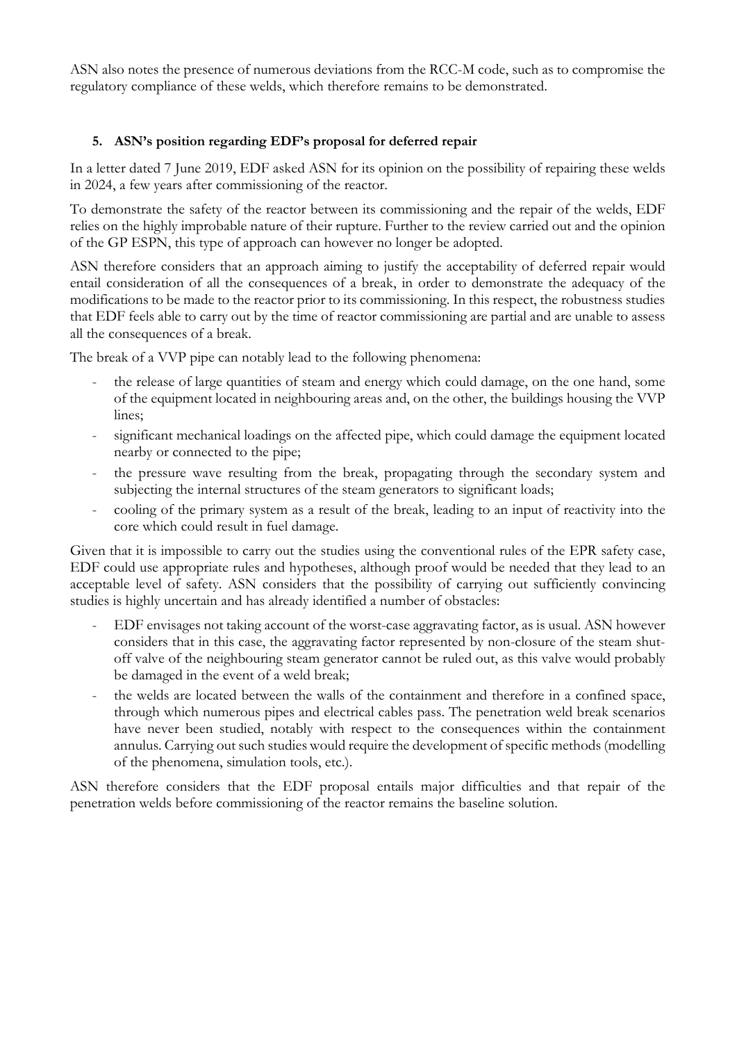ASN also notes the presence of numerous deviations from the RCC-M code, such as to compromise the regulatory compliance of these welds, which therefore remains to be demonstrated.

### 5. ASN's position regarding EDF's proposal for deferred repair

In a letter dated 7 June 2019, EDF asked ASN for its opinion on the possibility of repairing these welds in 2024, a few years after commissioning of the reactor.

To demonstrate the safety of the reactor between its commissioning and the repair of the welds, EDF relies on the highly improbable nature of their rupture. Further to the review carried out and the opinion of the GP ESPN, this type of approach can however no longer be adopted.

ASN therefore considers that an approach aiming to justify the acceptability of deferred repair would entail consideration of all the consequences of a break, in order to demonstrate the adequacy of the modifications to be made to the reactor prior to its commissioning. In this respect, the robustness studies that EDF feels able to carry out by the time of reactor commissioning are partial and are unable to assess all the consequences of a break.

The break of a VVP pipe can notably lead to the following phenomena:

- the release of large quantities of steam and energy which could damage, on the one hand, some of the equipment located in neighbouring areas and, on the other, the buildings housing the VVP lines;
- significant mechanical loadings on the affected pipe, which could damage the equipment located nearby or connected to the pipe;
- the pressure wave resulting from the break, propagating through the secondary system and subjecting the internal structures of the steam generators to significant loads;
- cooling of the primary system as a result of the break, leading to an input of reactivity into the core which could result in fuel damage.

Given that it is impossible to carry out the studies using the conventional rules of the EPR safety case, EDF could use appropriate rules and hypotheses, although proof would be needed that they lead to an acceptable level of safety. ASN considers that the possibility of carrying out sufficiently convincing studies is highly uncertain and has already identified a number of obstacles:

- EDF envisages not taking account of the worst-case aggravating factor, as is usual. ASN however considers that in this case, the aggravating factor represented by non-closure of the steam shut-off valve of the neighbouring steam generator cannot be ruled out, as this valve would probably be damaged in the event of a weld break;
- the welds are located between the walls of the containment and therefore in a confined space, through which numerous pipes and electrical cables pass. The penetration weld break scenarios have never been studied, notably with respect to the consequences within the containment annulus. Carrying out such studies would require the development of specific methods (modelling of the phenomena, simulation tools, etc.).

ASN therefore considers that the EDF proposal entails major difficulties and that repair of the penetration welds before commissioning of the reactor remains the baseline solution.